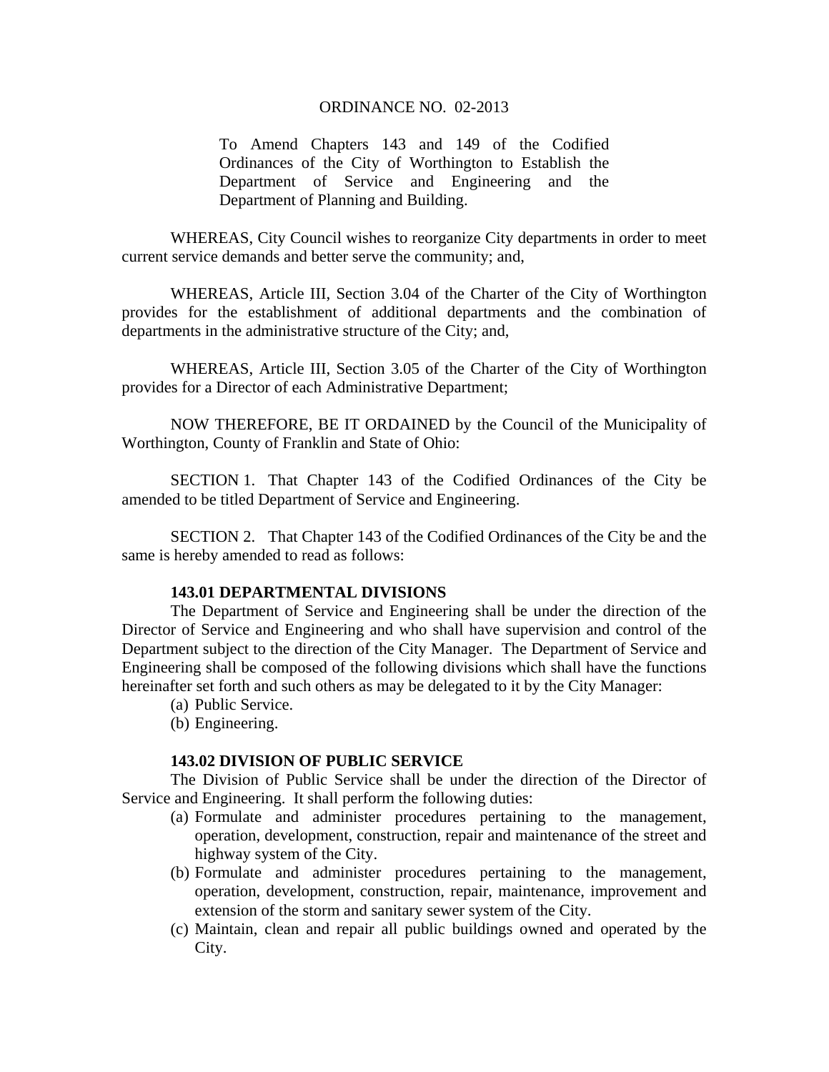ORDINANCE NO. 02-2013

To Amend Chapters 143 and 149 of the Codified Ordinances of the City of Worthington to Establish the Department of Service and Engineering and the Department of Planning and Building.

WHEREAS, City Council wishes to reorganize City departments in order to meet current service demands and better serve the community; and,

WHEREAS, Article III, Section 3.04 of the Charter of the City of Worthington provides for the establishment of additional departments and the combination of departments in the administrative structure of the City; and,

WHEREAS, Article III, Section 3.05 of the Charter of the City of Worthington provides for a Director of each Administrative Department;

NOW THEREFORE, BE IT ORDAINED by the Council of the Municipality of Worthington, County of Franklin and State of Ohio:

SECTION 1. That Chapter 143 of the Codified Ordinances of the City be amended to be titled Department of Service and Engineering.

SECTION 2. That Chapter 143 of the Codified Ordinances of the City be and the same is hereby amended to read as follows:

**143.01 DEPARTMENTAL DIVISIONS**

The Department of Service and Engineering shall be under the direction of the Director of Service and Engineering and who shall have supervision and control of the Department subject to the direction of the City Manager. The Department of Service and Engineering shall be composed of the following divisions which shall have the functions hereinafter set forth and such others as may be delegated to it by the City Manager:

(a) Public Service.
(b) Engineering.

**143.02 DIVISION OF PUBLIC SERVICE**

The Division of Public Service shall be under the direction of the Director of Service and Engineering. It shall perform the following duties:

(a) Formulate and administer procedures pertaining to the management, operation, development, construction, repair and maintenance of the street and highway system of the City.
(b) Formulate and administer procedures pertaining to the management, operation, development, construction, repair, maintenance, improvement and extension of the storm and sanitary sewer system of the City.
(c) Maintain, clean and repair all public buildings owned and operated by the City.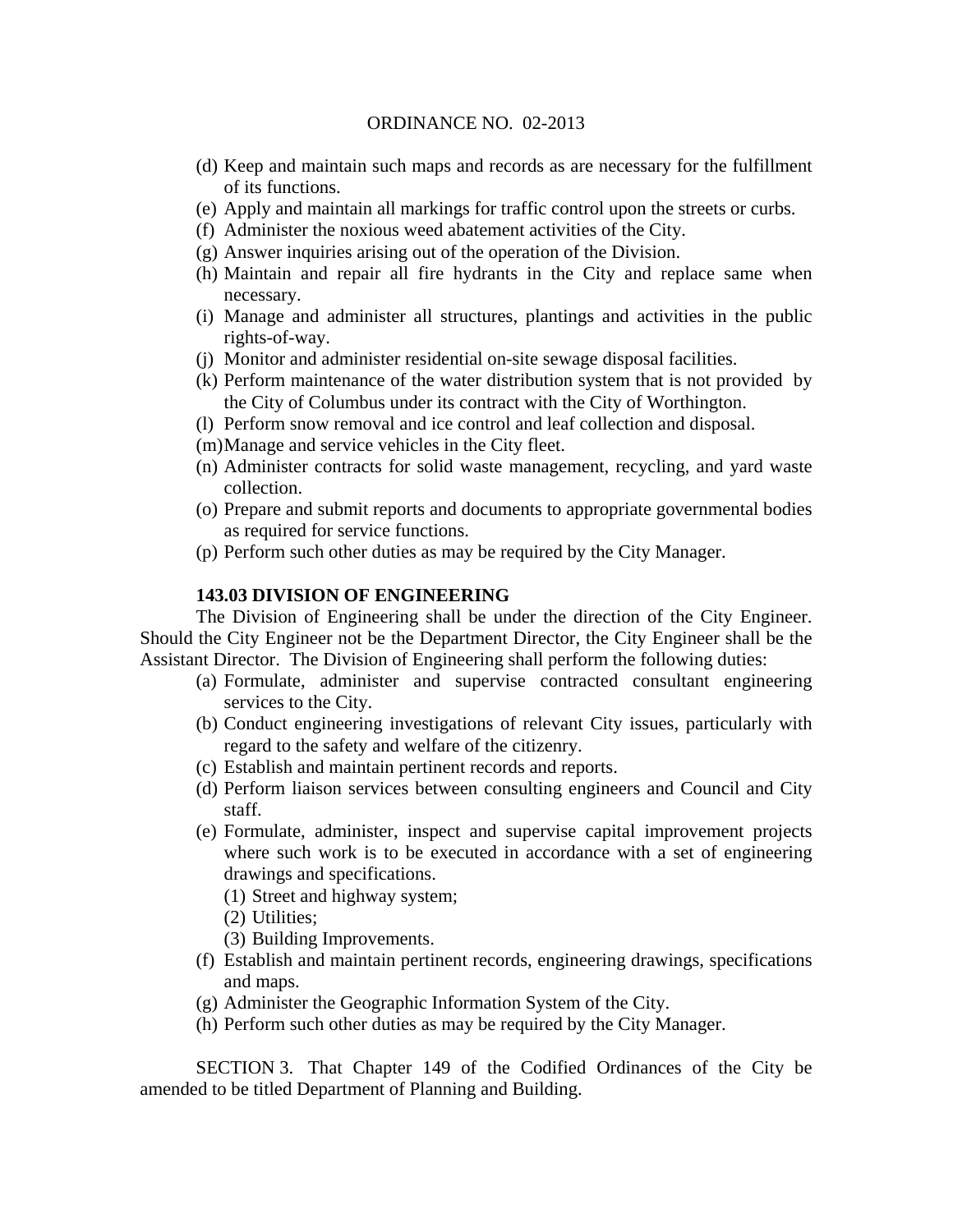(d) Keep and maintain such maps and records as are necessary for the fulfillment of its functions.
(e) Apply and maintain all markings for traffic control upon the streets or curbs.
(f) Administer the noxious weed abatement activities of the City.
(g) Answer inquiries arising out of the operation of the Division.
(h) Maintain and repair all fire hydrants in the City and replace same when necessary.
(i) Manage and administer all structures, plantings and activities in the public rights-of-way.
(j) Monitor and administer residential on-site sewage disposal facilities.
(k) Perform maintenance of the water distribution system that is not provided by the City of Columbus under its contract with the City of Worthington.
(l) Perform snow removal and ice control and leaf collection and disposal.
(m) Manage and service vehicles in the City fleet.
(n) Administer contracts for solid waste management, recycling, and yard waste collection.
(o) Prepare and submit reports and documents to appropriate governmental bodies as required for service functions.
(p) Perform such other duties as may be required by the City Manager.

**143.03 DIVISION OF ENGINEERING**

The Division of Engineering shall be under the direction of the City Engineer. Should the City Engineer not be the Department Director, the City Engineer shall be the Assistant Director. The Division of Engineering shall perform the following duties:

(a) Formulate, administer and supervise contracted consultant engineering services to the City.
(b) Conduct engineering investigations of relevant City issues, particularly with regard to the safety and welfare of the citizenry.
(c) Establish and maintain pertinent records and reports.
(d) Perform liaison services between consulting engineers and Council and City staff.
(e) Formulate, administer, inspect and supervise capital improvement projects where such work is to be executed in accordance with a set of engineering drawings and specifications.
    (1) Street and highway system;
    (2) Utilities;
    (3) Building Improvements.
(f) Establish and maintain pertinent records, engineering drawings, specifications and maps.
(g) Administer the Geographic Information System of the City.
(h) Perform such other duties as may be required by the City Manager.

SECTION 3. That Chapter 149 of the Codified Ordinances of the City be amended to be titled Department of Planning and Building.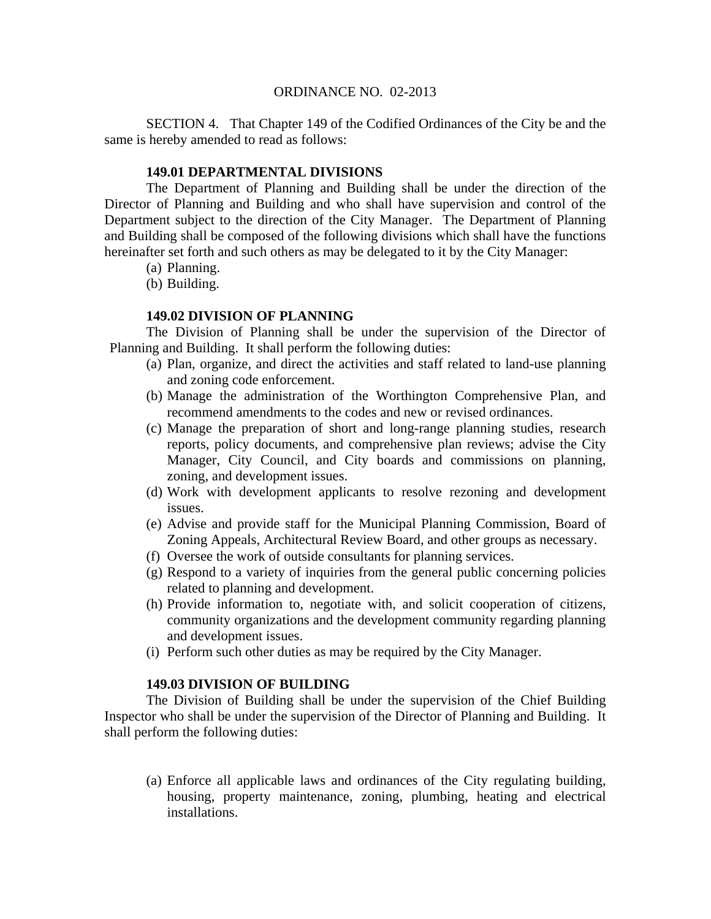ORDINANCE NO. 02-2013

SECTION 4. That Chapter 149 of the Codified Ordinances of the City be and the same is hereby amended to read as follows:

**149.01 DEPARTMENTAL DIVISIONS**

The Department of Planning and Building shall be under the direction of the Director of Planning and Building and who shall have supervision and control of the Department subject to the direction of the City Manager. The Department of Planning and Building shall be composed of the following divisions which shall have the functions hereinafter set forth and such others as may be delegated to it by the City Manager:

(a) Planning.
(b) Building.

**149.02 DIVISION OF PLANNING**

The Division of Planning shall be under the supervision of the Director of Planning and Building. It shall perform the following duties:

(a) Plan, organize, and direct the activities and staff related to land-use planning and zoning code enforcement.
(b) Manage the administration of the Worthington Comprehensive Plan, and recommend amendments to the codes and new or revised ordinances.
(c) Manage the preparation of short and long-range planning studies, research reports, policy documents, and comprehensive plan reviews; advise the City Manager, City Council, and City boards and commissions on planning, zoning, and development issues.
(d) Work with development applicants to resolve rezoning and development issues.
(e) Advise and provide staff for the Municipal Planning Commission, Board of Zoning Appeals, Architectural Review Board, and other groups as necessary.
(f) Oversee the work of outside consultants for planning services.
(g) Respond to a variety of inquiries from the general public concerning policies related to planning and development.
(h) Provide information to, negotiate with, and solicit cooperation of citizens, community organizations and the development community regarding planning and development issues.
(i) Perform such other duties as may be required by the City Manager.

**149.03 DIVISION OF BUILDING**

The Division of Building shall be under the supervision of the Chief Building Inspector who shall be under the supervision of the Director of Planning and Building. It shall perform the following duties:

(a) Enforce all applicable laws and ordinances of the City regulating building, housing, property maintenance, zoning, plumbing, heating and electrical installations.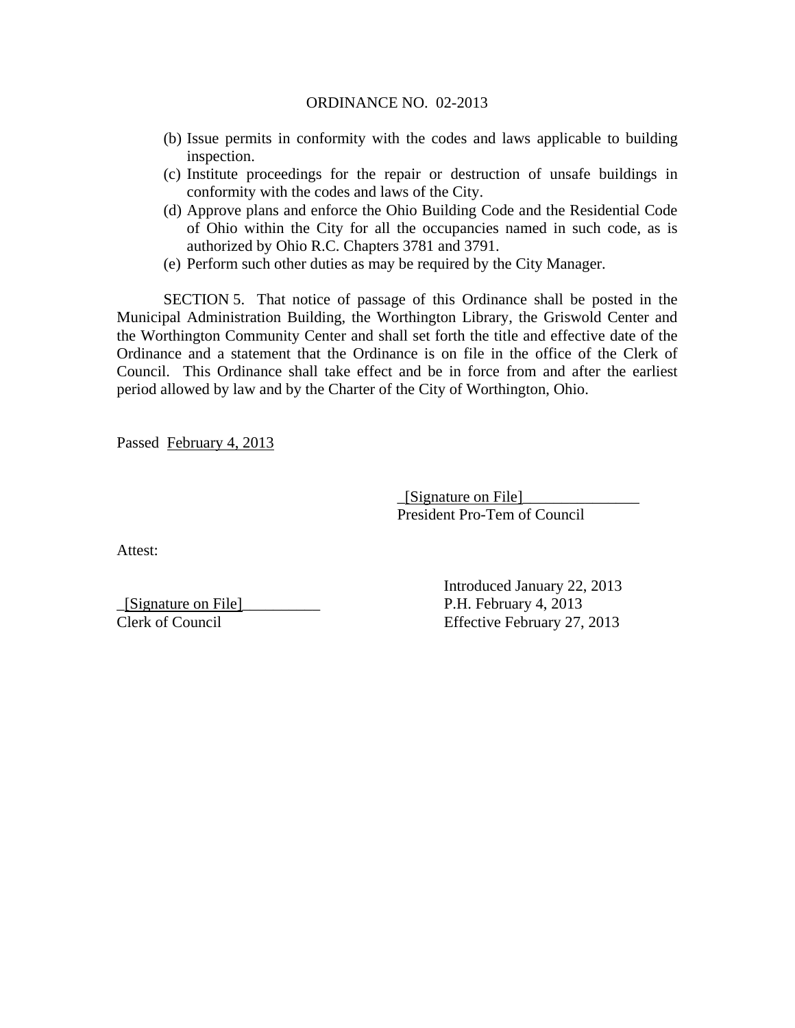ORDINANCE NO. 02-2013

(b) Issue permits in conformity with the codes and laws applicable to building inspection.
(c) Institute proceedings for the repair or destruction of unsafe buildings in conformity with the codes and laws of the City.
(d) Approve plans and enforce the Ohio Building Code and the Residential Code of Ohio within the City for all the occupancies named in such code, as is authorized by Ohio R.C. Chapters 3781 and 3791.
(e) Perform such other duties as may be required by the City Manager.

SECTION 5. That notice of passage of this Ordinance shall be posted in the Municipal Administration Building, the Worthington Library, the Griswold Center and the Worthington Community Center and shall set forth the title and effective date of the Ordinance and a statement that the Ordinance is on file in the office of the Clerk of Council. This Ordinance shall take effect and be in force from and after the earliest period allowed by law and by the Charter of the City of Worthington, Ohio.

Passed February 4, 2013

_[Signature on File]_______________
President Pro-Tem of Council

Attest:

_[Signature on File]__________
Clerk of Council

Introduced January 22, 2013
P.H. February 4, 2013
Effective February 27, 2013